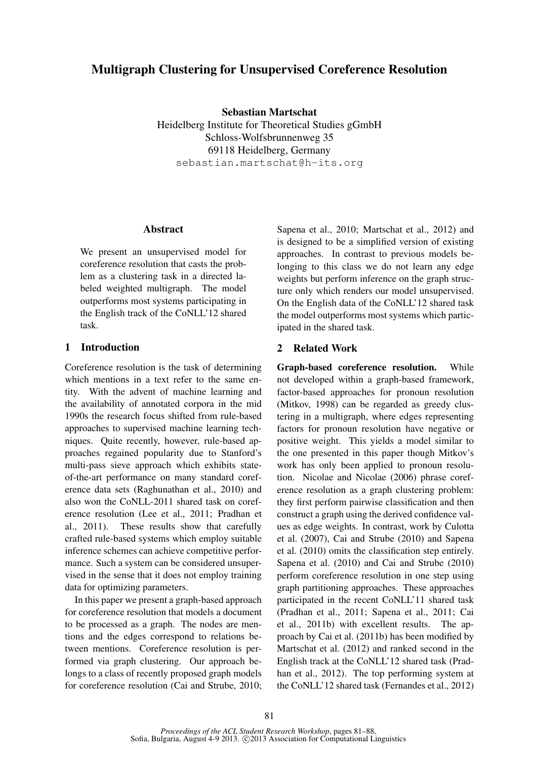# Multigraph Clustering for Unsupervised Coreference Resolution

**Sebastian Martschat**
Heidelberg Institute for Theoretical Studies gGmbH
Schloss-Wolfsbrunnenweg 35
69118 Heidelberg, Germany
sebastian.martschat@h-its.org

## Abstract

We present an unsupervised model for coreference resolution that casts the problem as a clustering task in a directed labeled weighted multigraph. The model outperforms most systems participating in the English track of the CoNLL'12 shared task.

## 1 Introduction

Coreference resolution is the task of determining which mentions in a text refer to the same entity. With the advent of machine learning and the availability of annotated corpora in the mid 1990s the research focus shifted from rule-based approaches to supervised machine learning techniques. Quite recently, however, rule-based approaches regained popularity due to Stanford's multi-pass sieve approach which exhibits state-of-the-art performance on many standard coreference data sets (Raghunathan et al., 2010) and also won the CoNLL-2011 shared task on coreference resolution (Lee et al., 2011; Pradhan et al., 2011). These results show that carefully crafted rule-based systems which employ suitable inference schemes can achieve competitive performance. Such a system can be considered unsupervised in the sense that it does not employ training data for optimizing parameters.

In this paper we present a graph-based approach for coreference resolution that models a document to be processed as a graph. The nodes are mentions and the edges correspond to relations between mentions. Coreference resolution is performed via graph clustering. Our approach belongs to a class of recently proposed graph models for coreference resolution (Cai and Strube, 2010; Sapena et al., 2010; Martschat et al., 2012) and is designed to be a simplified version of existing approaches. In contrast to previous models belonging to this class we do not learn any edge weights but perform inference on the graph structure only which renders our model unsupervised. On the English data of the CoNLL'12 shared task the model outperforms most systems which participated in the shared task.

## 2 Related Work

**Graph-based coreference resolution.** While not developed within a graph-based framework, factor-based approaches for pronoun resolution (Mitkov, 1998) can be regarded as greedy clustering in a multigraph, where edges representing factors for pronoun resolution have negative or positive weight. This yields a model similar to the one presented in this paper though Mitkov's work has only been applied to pronoun resolution. Nicolae and Nicolae (2006) phrase coreference resolution as a graph clustering problem: they first perform pairwise classification and then construct a graph using the derived confidence values as edge weights. In contrast, work by Culotta et al. (2007), Cai and Strube (2010) and Sapena et al. (2010) omits the classification step entirely. Sapena et al. (2010) and Cai and Strube (2010) perform coreference resolution in one step using graph partitioning approaches. These approaches participated in the recent CoNLL'11 shared task (Pradhan et al., 2011; Sapena et al., 2011; Cai et al., 2011b) with excellent results. The approach by Cai et al. (2011b) has been modified by Martschat et al. (2012) and ranked second in the English track at the CoNLL'12 shared task (Pradhan et al., 2012). The top performing system at the CoNLL'12 shared task (Fernandes et al., 2012)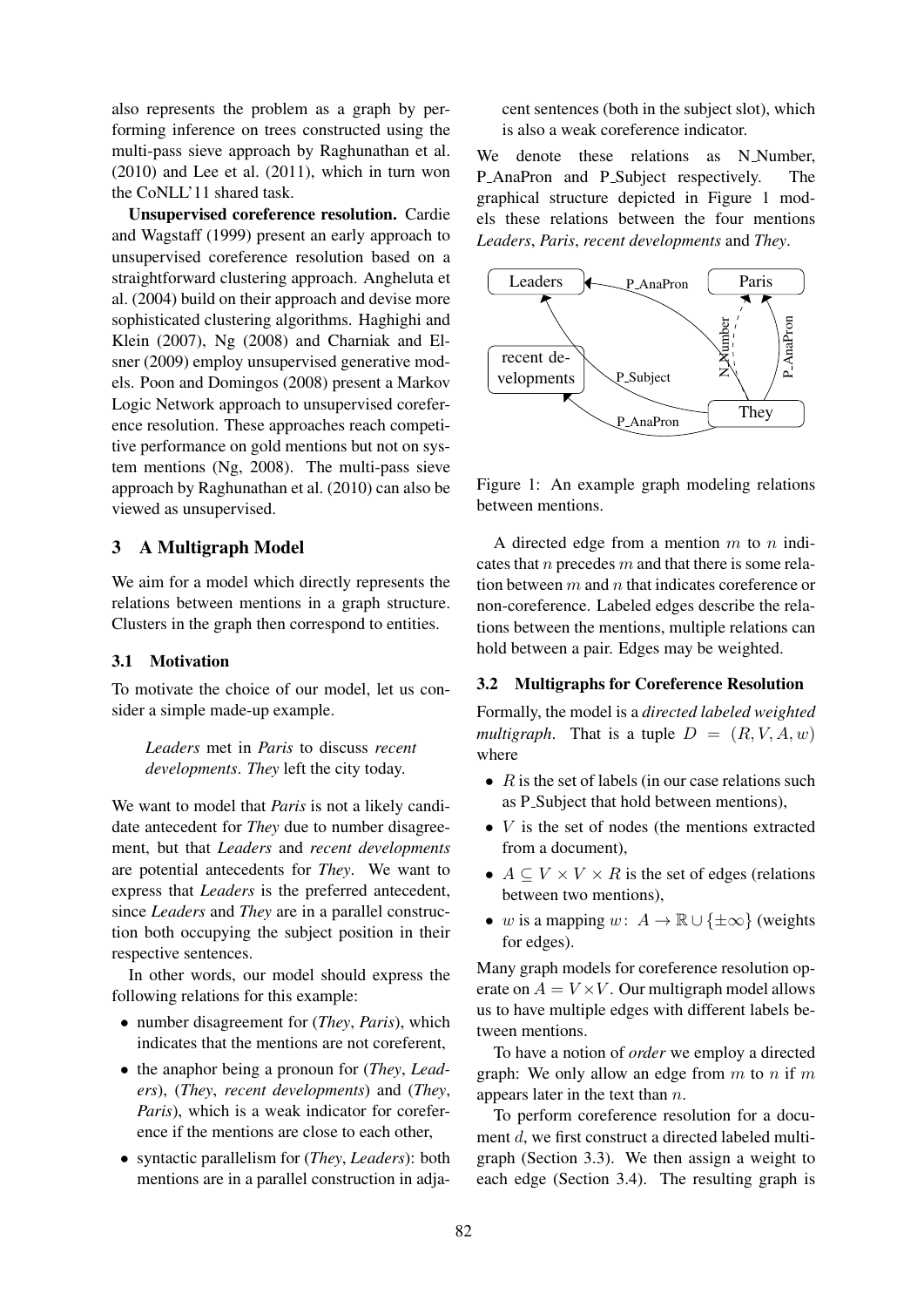also represents the problem as a graph by performing inference on trees constructed using the multi-pass sieve approach by Raghunathan et al. (2010) and Lee et al. (2011), which in turn won the CoNLL'11 shared task.

**Unsupervised coreference resolution.** Cardie and Wagstaff (1999) present an early approach to unsupervised coreference resolution based on a straightforward clustering approach. Angheluta et al. (2004) build on their approach and devise more sophisticated clustering algorithms. Haghighi and Klein (2007), Ng (2008) and Charniak and Elsner (2009) employ unsupervised generative models. Poon and Domingos (2008) present a Markov Logic Network approach to unsupervised coreference resolution. These approaches reach competitive performance on gold mentions but not on system mentions (Ng, 2008). The multi-pass sieve approach by Raghunathan et al. (2010) can also be viewed as unsupervised.

## 3 A Multigraph Model

We aim for a model which directly represents the relations between mentions in a graph structure. Clusters in the graph then correspond to entities.

### 3.1 Motivation

To motivate the choice of our model, let us consider a simple made-up example.

> *Leaders* met in *Paris* to discuss *recent developments*. *They* left the city today.

We want to model that *Paris* is not a likely candidate antecedent for *They* due to number disagreement, but that *Leaders* and *recent developments* are potential antecedents for *They*. We want to express that *Leaders* is the preferred antecedent, since *Leaders* and *They* are in a parallel construction both occupying the subject position in their respective sentences.

In other words, our model should express the following relations for this example:

- number disagreement for (*They*, *Paris*), which indicates that the mentions are not coreferent,
- the anaphor being a pronoun for (*They*, *Leaders*), (*They*, *recent developments*) and (*They*, *Paris*), which is a weak indicator for coreference if the mentions are close to each other,
- syntactic parallelism for (*They*, *Leaders*): both mentions are in a parallel construction in adjacent sentences (both in the subject slot), which is also a weak coreference indicator.

We denote these relations as N_Number, P_AnaPron and P_Subject respectively. The graphical structure depicted in Figure 1 models these relations between the four mentions *Leaders*, *Paris*, *recent developments* and *They*.

Figure 1: An example graph modeling relations between mentions.

A directed edge from a mention $m$ to $n$ indicates that $n$ precedes $m$ and that there is some relation between $m$ and $n$ that indicates coreference or non-coreference. Labeled edges describe the relations between the mentions, multiple relations can hold between a pair. Edges may be weighted.

### 3.2 Multigraphs for Coreference Resolution

Formally, the model is a *directed labeled weighted multigraph*. That is a tuple $D = (R, V, A, w)$ where

- $R$ is the set of labels (in our case relations such as P_Subject that hold between mentions),
- $V$ is the set of nodes (the mentions extracted from a document),
- $A \subseteq V \times V \times R$ is the set of edges (relations between two mentions),
- $w$ is a mapping $w\colon A \rightarrow \mathbb{R} \cup \{\pm\infty\}$ (weights for edges).

Many graph models for coreference resolution operate on $A = V \times V$. Our multigraph model allows us to have multiple edges with different labels between mentions.

To have a notion of *order* we employ a directed graph: We only allow an edge from $m$ to $n$ if $m$ appears later in the text than $n$.

To perform coreference resolution for a document $d$, we first construct a directed labeled multigraph (Section 3.3). We then assign a weight to each edge (Section 3.4). The resulting graph is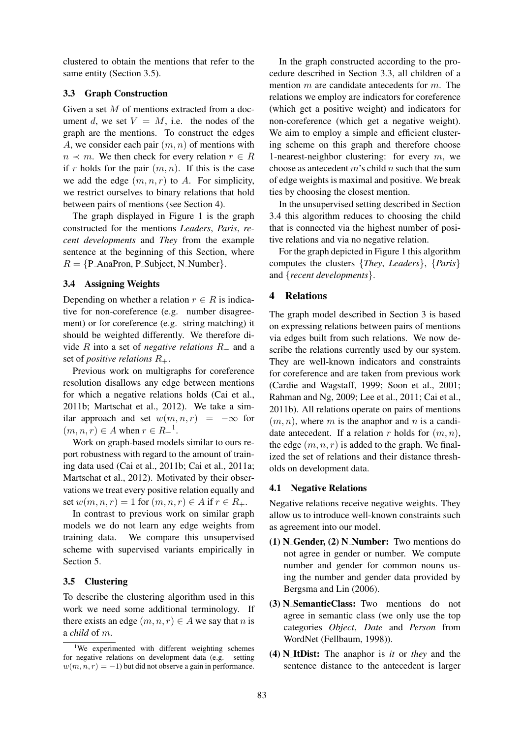clustered to obtain the mentions that refer to the same entity (Section 3.5).

### 3.3 Graph Construction

Given a set $M$ of mentions extracted from a document $d$, we set $V = M$, i.e. the nodes of the graph are the mentions. To construct the edges $A$, we consider each pair $(m, n)$ of mentions with $n \prec m$. We then check for every relation $r \in R$ if $r$ holds for the pair $(m, n)$. If this is the case we add the edge $(m, n, r)$ to $A$. For simplicity, we restrict ourselves to binary relations that hold between pairs of mentions (see Section 4).

The graph displayed in Figure 1 is the graph constructed for the mentions *Leaders*, *Paris*, *recent developments* and *They* from the example sentence at the beginning of this Section, where $R = \{$P_AnaPron, P_Subject, N_Number$\}$.

### 3.4 Assigning Weights

Depending on whether a relation $r \in R$ is indicative for non-coreference (e.g. number disagreement) or for coreference (e.g. string matching) it should be weighted differently. We therefore divide $R$ into a set of *negative relations* $R_-$ and a set of *positive relations* $R_+$.

Previous work on multigraphs for coreference resolution disallows any edge between mentions for which a negative relations holds (Cai et al., 2011b; Martschat et al., 2012). We take a similar approach and set $w(m, n, r) = -\infty$ for $(m, n, r) \in A$ when $r \in R_-$[1].

Work on graph-based models similar to ours report robustness with regard to the amount of training data used (Cai et al., 2011b; Cai et al., 2011a; Martschat et al., 2012). Motivated by their observations we treat every positive relation equally and set $w(m, n, r) = 1$ for $(m, n, r) \in A$ if $r \in R_+$.

In contrast to previous work on similar graph models we do not learn any edge weights from training data. We compare this unsupervised scheme with supervised variants empirically in Section 5.

### 3.5 Clustering

To describe the clustering algorithm used in this work we need some additional terminology. If there exists an edge $(m, n, r) \in A$ we say that $n$ is a *child* of $m$.

[1] We experimented with different weighting schemes for negative relations on development data (e.g. setting $w(m, n, r) = -1$) but did not observe a gain in performance.

In the graph constructed according to the procedure described in Section 3.3, all children of a mention $m$ are candidate antecedents for $m$. The relations we employ are indicators for coreference (which get a positive weight) and indicators for non-coreference (which get a negative weight). We aim to employ a simple and efficient clustering scheme on this graph and therefore choose 1-nearest-neighbor clustering: for every $m$, we choose as antecedent $m$'s child $n$ such that the sum of edge weights is maximal and positive. We break ties by choosing the closest mention.

In the unsupervised setting described in Section 3.4 this algorithm reduces to choosing the child that is connected via the highest number of positive relations and via no negative relation.

For the graph depicted in Figure 1 this algorithm computes the clusters $\{$*They*, *Leaders*$\}$, $\{$*Paris*$\}$ and $\{$*recent developments*$\}$.

## 4 Relations

The graph model described in Section 3 is based on expressing relations between pairs of mentions via edges built from such relations. We now describe the relations currently used by our system. They are well-known indicators and constraints for coreference and are taken from previous work (Cardie and Wagstaff, 1999; Soon et al., 2001; Rahman and Ng, 2009; Lee et al., 2011; Cai et al., 2011b). All relations operate on pairs of mentions $(m, n)$, where $m$ is the anaphor and $n$ is a candidate antecedent. If a relation $r$ holds for $(m, n)$, the edge $(m, n, r)$ is added to the graph. We finalized the set of relations and their distance thresholds on development data.

### 4.1 Negative Relations

Negative relations receive negative weights. They allow us to introduce well-known constraints such as agreement into our model.

**(1) N_Gender, (2) N_Number:** Two mentions do not agree in gender or number. We compute number and gender for common nouns using the number and gender data provided by Bergsma and Lin (2006).

**(3) N_SemanticClass:** Two mentions do not agree in semantic class (we only use the top categories *Object*, *Date* and *Person* from WordNet (Fellbaum, 1998)).

**(4) N_ItDist:** The anaphor is *it* or *they* and the sentence distance to the antecedent is larger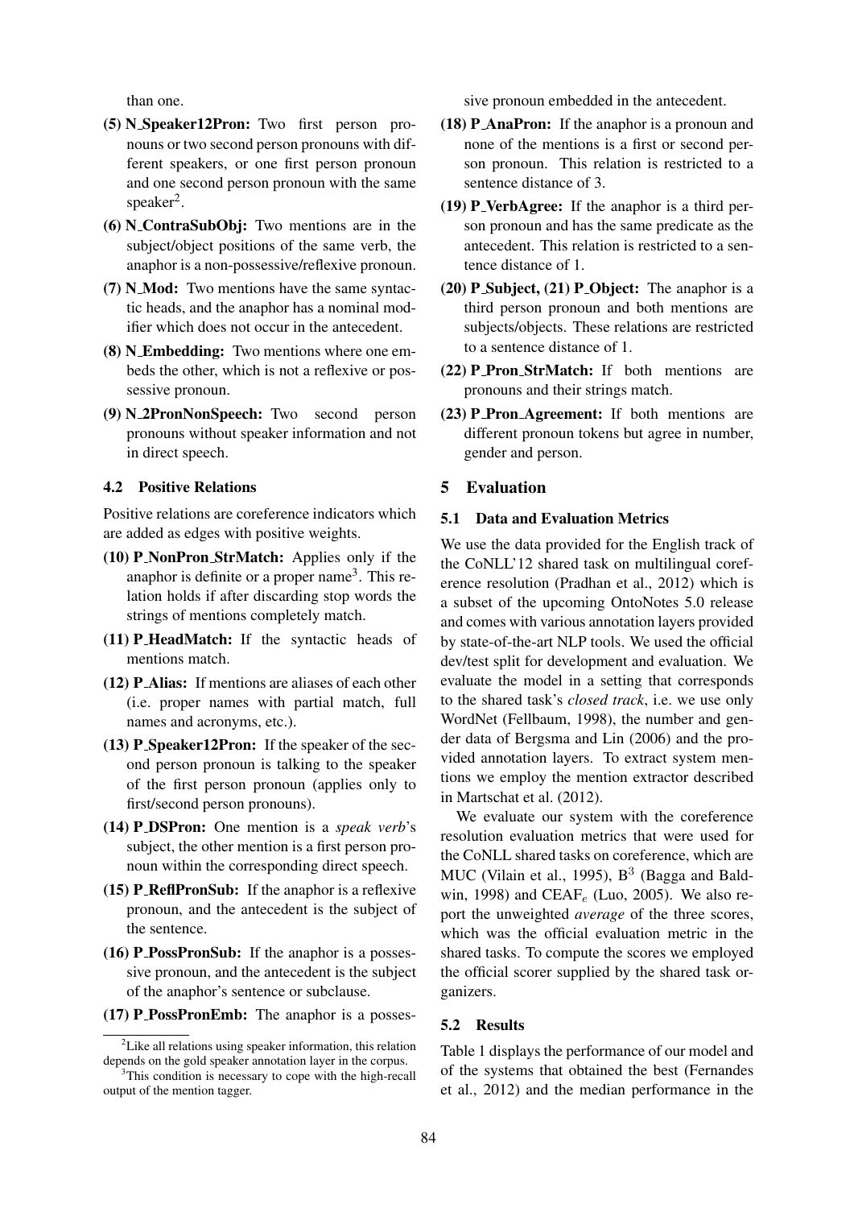than one.

- **(5) N_Speaker12Pron:** Two first person pronouns or two second person pronouns with different speakers, or one first person pronoun and one second person pronoun with the same speaker[2].
- **(6) N_ContraSubObj:** Two mentions are in the subject/object positions of the same verb, the anaphor is a non-possessive/reflexive pronoun.
- **(7) N_Mod:** Two mentions have the same syntactic heads, and the anaphor has a nominal modifier which does not occur in the antecedent.
- **(8) N_Embedding:** Two mentions where one embeds the other, which is not a reflexive or possessive pronoun.
- **(9) N_2PronNonSpeech:** Two second person pronouns without speaker information and not in direct speech.

### 4.2 Positive Relations

Positive relations are coreference indicators which are added as edges with positive weights.

- **(10) P_NonPron_StrMatch:** Applies only if the anaphor is definite or a proper name[3]. This relation holds if after discarding stop words the strings of mentions completely match.
- **(11) P_HeadMatch:** If the syntactic heads of mentions match.
- **(12) P_Alias:** If mentions are aliases of each other (i.e. proper names with partial match, full names and acronyms, etc.).
- **(13) P_Speaker12Pron:** If the speaker of the second person pronoun is talking to the speaker of the first person pronoun (applies only to first/second person pronouns).
- **(14) P_DSPron:** One mention is a *speak verb*'s subject, the other mention is a first person pronoun within the corresponding direct speech.
- **(15) P_ReflPronSub:** If the anaphor is a reflexive pronoun, and the antecedent is the subject of the sentence.
- **(16) P_PossPronSub:** If the anaphor is a possessive pronoun, and the antecedent is the subject of the anaphor's sentence or subclause.
- **(17) P_PossPronEmb:** The anaphor is a possessive pronoun embedded in the antecedent.
- **(18) P_AnaPron:** If the anaphor is a pronoun and none of the mentions is a first or second person pronoun. This relation is restricted to a sentence distance of 3.
- **(19) P_VerbAgree:** If the anaphor is a third person pronoun and has the same predicate as the antecedent. This relation is restricted to a sentence distance of 1.
- **(20) P_Subject, (21) P_Object:** The anaphor is a third person pronoun and both mentions are subjects/objects. These relations are restricted to a sentence distance of 1.
- **(22) P_Pron_StrMatch:** If both mentions are pronouns and their strings match.
- **(23) P_Pron_Agreement:** If both mentions are different pronoun tokens but agree in number, gender and person.

## 5 Evaluation

### 5.1 Data and Evaluation Metrics

We use the data provided for the English track of the CoNLL'12 shared task on multilingual coreference resolution (Pradhan et al., 2012) which is a subset of the upcoming OntoNotes 5.0 release and comes with various annotation layers provided by state-of-the-art NLP tools. We used the official dev/test split for development and evaluation. We evaluate the model in a setting that corresponds to the shared task's *closed track*, i.e. we use only WordNet (Fellbaum, 1998), the number and gender data of Bergsma and Lin (2006) and the provided annotation layers. To extract system mentions we employ the mention extractor described in Martschat et al. (2012).

We evaluate our system with the coreference resolution evaluation metrics that were used for the CoNLL shared tasks on coreference, which are MUC (Vilain et al., 1995), $B^3$ (Bagga and Baldwin, 1998) and $\text{CEAF}_e$ (Luo, 2005). We also report the unweighted *average* of the three scores, which was the official evaluation metric in the shared tasks. To compute the scores we employed the official scorer supplied by the shared task organizers.

### 5.2 Results

Table 1 displays the performance of our model and of the systems that obtained the best (Fernandes et al., 2012) and the median performance in the

[2] Like all relations using speaker information, this relation depends on the gold speaker annotation layer in the corpus.

[3] This condition is necessary to cope with the high-recall output of the mention tagger.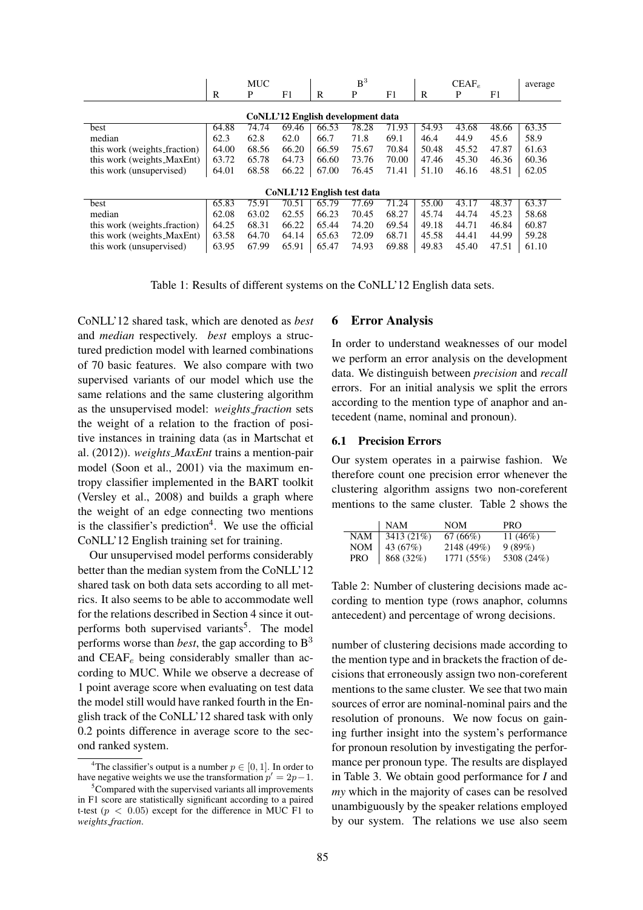| | MUC | | | $B^3$ | | | $CEAF_e$ | | | average |
|---|---|---|---|---|---|---|---|---|---|---|
| | R | P | F1 | R | P | F1 | R | P | F1 | |
| **CoNLL'12 English development data** | | | | | | | | | | |
| best | 64.88 | 74.74 | 69.46 | 66.53 | 78.28 | 71.93 | 54.93 | 43.68 | 48.66 | 63.35 |
| median | 62.3 | 62.8 | 62.0 | 66.7 | 71.8 | 69.1 | 46.4 | 44.9 | 45.6 | 58.9 |
| this work (weights_fraction) | 64.00 | 68.56 | 66.20 | 66.59 | 75.67 | 70.84 | 50.48 | 45.52 | 47.87 | 61.63 |
| this work (weights_MaxEnt) | 63.72 | 65.78 | 64.73 | 66.60 | 73.76 | 70.00 | 47.46 | 45.30 | 46.36 | 60.36 |
| this work (unsupervised) | 64.01 | 68.58 | 66.22 | 67.00 | 76.45 | 71.41 | 51.10 | 46.16 | 48.51 | 62.05 |
| **CoNLL'12 English test data** | | | | | | | | | | |
| best | 65.83 | 75.91 | 70.51 | 65.79 | 77.69 | 71.24 | 55.00 | 43.17 | 48.37 | 63.37 |
| median | 62.08 | 63.02 | 62.55 | 66.23 | 70.45 | 68.27 | 45.74 | 44.74 | 45.23 | 58.68 |
| this work (weights_fraction) | 64.25 | 68.31 | 66.22 | 65.44 | 74.20 | 69.54 | 49.18 | 44.71 | 46.84 | 60.87 |
| this work (weights_MaxEnt) | 63.58 | 64.70 | 64.14 | 65.63 | 72.09 | 68.71 | 45.58 | 44.41 | 44.99 | 59.28 |
| this work (unsupervised) | 63.95 | 67.99 | 65.91 | 65.47 | 74.93 | 69.88 | 49.83 | 45.40 | 47.51 | 61.10 |

Table 1: Results of different systems on the CoNLL'12 English data sets.

CoNLL'12 shared task, which are denoted as *best* and *median* respectively. *best* employs a structured prediction model with learned combinations of 70 basic features. We also compare with two supervised variants of our model which use the same relations and the same clustering algorithm as the unsupervised model: *weights_fraction* sets the weight of a relation to the fraction of positive instances in training data (as in Martschat et al. (2012)). *weights_MaxEnt* trains a mention-pair model (Soon et al., 2001) via the maximum entropy classifier implemented in the BART toolkit (Versley et al., 2008) and builds a graph where the weight of an edge connecting two mentions is the classifier's prediction[4]. We use the official CoNLL'12 English training set for training.

Our unsupervised model performs considerably better than the median system from the CoNLL'12 shared task on both data sets according to all metrics. It also seems to be able to accommodate well for the relations described in Section 4 since it outperforms both supervised variants[5]. The model performs worse than *best*, the gap according to $B^3$ and $CEAF_e$ being considerably smaller than according to MUC. While we observe a decrease of 1 point average score when evaluating on test data the model still would have ranked fourth in the English track of the CoNLL'12 shared task with only 0.2 points difference in average score to the second ranked system.

[4]The classifier's output is a number $p \in [0, 1]$. In order to have negative weights we use the transformation $p' = 2p - 1$.

[5]Compared with the supervised variants all improvements in F1 score are statistically significant according to a paired t-test ($p < 0.05$) except for the difference in MUC F1 to *weights_fraction*.

## 6 Error Analysis

In order to understand weaknesses of our model we perform an error analysis on the development data. We distinguish between *precision* and *recall* errors. For an initial analysis we split the errors according to the mention type of anaphor and antecedent (name, nominal and pronoun).

### 6.1 Precision Errors

Our system operates in a pairwise fashion. We therefore count one precision error whenever the clustering algorithm assigns two non-coreferent mentions to the same cluster. Table 2 shows the

| | NAM | NOM | PRO |
|---|---|---|---|
| NAM | 3413 (21%) | 67 (66%) | 11 (46%) |
| NOM | 43 (67%) | 2148 (49%) | 9 (89%) |
| PRO | 868 (32%) | 1771 (55%) | 5308 (24%) |

Table 2: Number of clustering decisions made according to mention type (rows anaphor, columns antecedent) and percentage of wrong decisions.

number of clustering decisions made according to the mention type and in brackets the fraction of decisions that erroneously assign two non-coreferent mentions to the same cluster. We see that two main sources of error are nominal-nominal pairs and the resolution of pronouns. We now focus on gaining further insight into the system's performance for pronoun resolution by investigating the performance per pronoun type. The results are displayed in Table 3. We obtain good performance for *I* and *my* which in the majority of cases can be resolved unambiguously by the speaker relations employed by our system. The relations we use also seem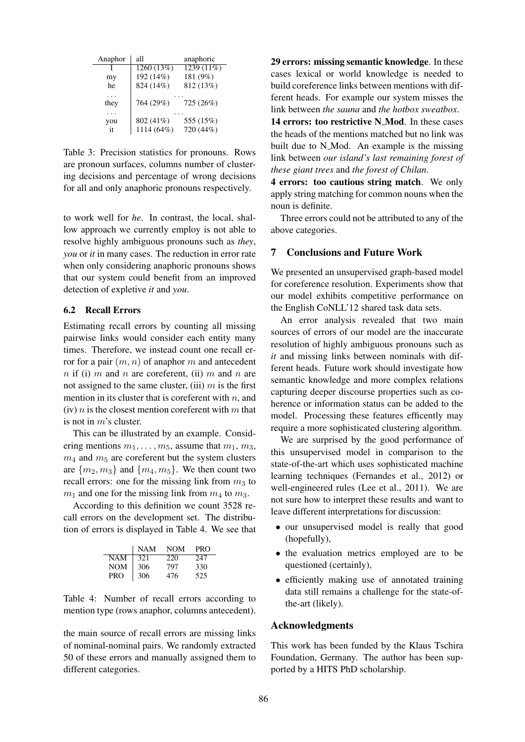| Anaphor | all | anaphoric |
|---|---|---|
| I | 1260 (13%) | 1239 (11%) |
| my | 192 (14%) | 181 (9%) |
| he | 824 (14%) | 812 (13%) |
| ... | ... | |
| they | 764 (29%) | 725 (26%) |
| ... | ... | |
| you | 802 (41%) | 555 (15%) |
| it | 1114 (64%) | 720 (44%) |

Table 3: Precision statistics for pronouns. Rows are pronoun surfaces, columns number of clustering decisions and percentage of wrong decisions for all and only anaphoric pronouns respectively.

to work well for *he*. In contrast, the local, shallow approach we currently employ is not able to resolve highly ambiguous pronouns such as *they*, *you* or *it* in many cases. The reduction in error rate when only considering anaphoric pronouns shows that our system could benefit from an improved detection of expletive *it* and *you*.

### 6.2 Recall Errors

Estimating recall errors by counting all missing pairwise links would consider each entity many times. Therefore, we instead count one recall error for a pair $(m, n)$ of anaphor $m$ and antecedent $n$ if (i) $m$ and $n$ are coreferent, (ii) $m$ and $n$ are not assigned to the same cluster, (iii) $m$ is the first mention in its cluster that is coreferent with $n$, and (iv) $n$ is the closest mention coreferent with $m$ that is not in $m$'s cluster.

This can be illustrated by an example. Considering mentions $m_1, \ldots, m_5$, assume that $m_1$, $m_3$, $m_4$ and $m_5$ are coreferent but the system clusters are $\{m_2, m_3\}$ and $\{m_4, m_5\}$. We then count two recall errors: one for the missing link from $m_3$ to $m_1$ and one for the missing link from $m_4$ to $m_3$.

According to this definition we count 3528 recall errors on the development set. The distribution of errors is displayed in Table 4. We see that

| | NAM | NOM | PRO |
|---|---|---|---|
| NAM | 321 | 220 | 247 |
| NOM | 306 | 797 | 330 |
| PRO | 306 | 476 | 525 |

Table 4: Number of recall errors according to mention type (rows anaphor, columns antecedent).

the main source of recall errors are missing links of nominal-nominal pairs. We randomly extracted 50 of these errors and manually assigned them to different categories.

**29 errors: missing semantic knowledge**. In these cases lexical or world knowledge is needed to build coreference links between mentions with different heads. For example our system misses the link between *the sauna* and *the hotbox sweatbox*.

**14 errors: too restrictive N_Mod**. In these cases the heads of the mentions matched but no link was built due to N_Mod. An example is the missing link between *our island's last remaining forest of these giant trees* and *the forest of Chilan*.

**4 errors: too cautious string match**. We only apply string matching for common nouns when the noun is definite.

Three errors could not be attributed to any of the above categories.

## 7 Conclusions and Future Work

We presented an unsupervised graph-based model for coreference resolution. Experiments show that our model exhibits competitive performance on the English CoNLL'12 shared task data sets.

An error analysis revealed that two main sources of errors of our model are the inaccurate resolution of highly ambiguous pronouns such as *it* and missing links between nominals with different heads. Future work should investigate how semantic knowledge and more complex relations capturing deeper discourse properties such as coherence or information status can be added to the model. Processing these features efficently may require a more sophisticated clustering algorithm.

We are surprised by the good performance of this unsupervised model in comparison to the state-of-the-art which uses sophisticated machine learning techniques (Fernandes et al., 2012) or well-engineered rules (Lee et al., 2011). We are not sure how to interpret these results and want to leave different interpretations for discussion:

- our unsupervised model is really that good (hopefully),
- the evaluation metrics employed are to be questioned (certainly),
- efficiently making use of annotated training data still remains a challenge for the state-of-the-art (likely).

## Acknowledgments

This work has been funded by the Klaus Tschira Foundation, Germany. The author has been supported by a HITS PhD scholarship.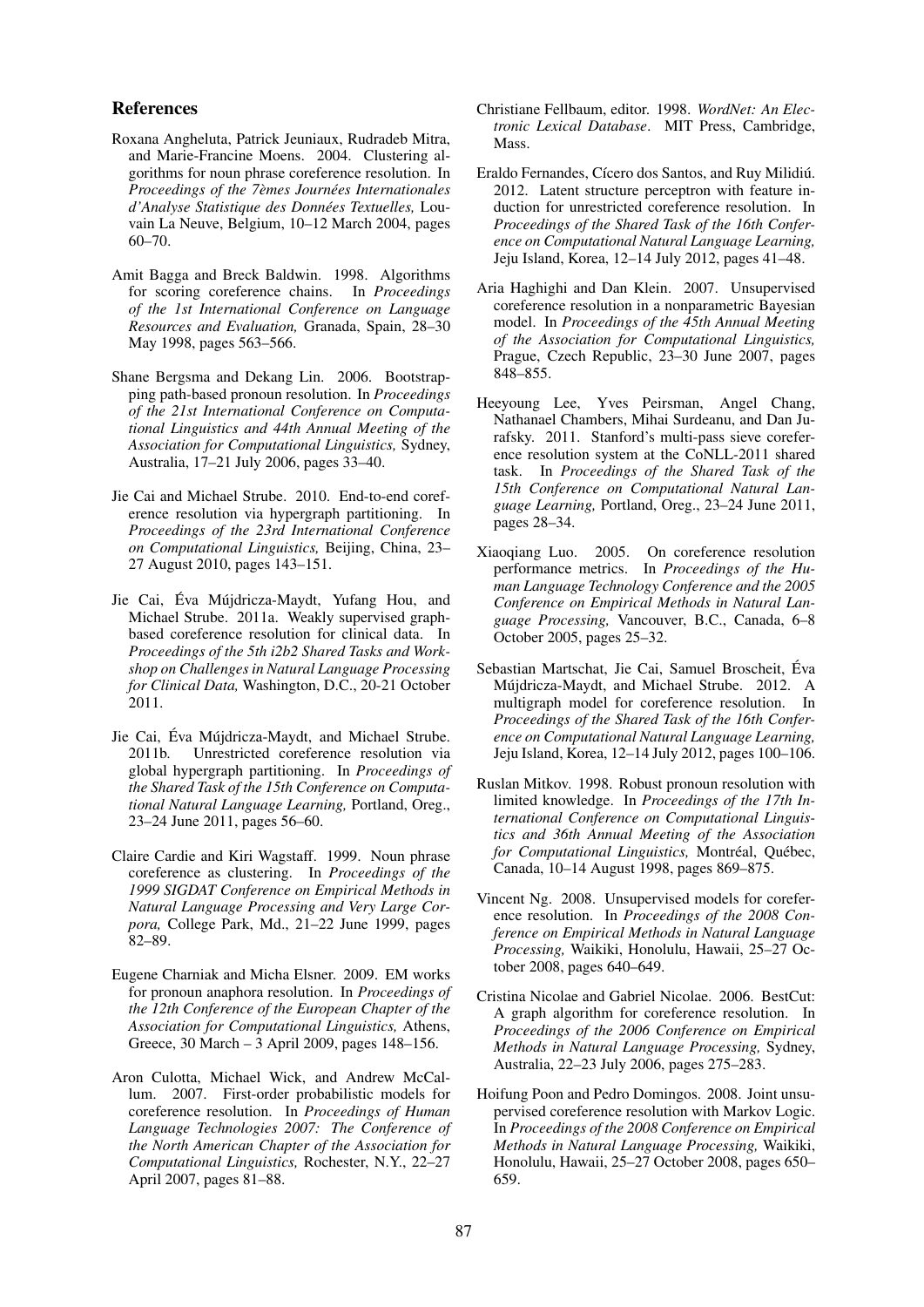## References

Roxana Angheluta, Patrick Jeuniaux, Rudradeb Mitra, and Marie-Francine Moens. 2004. Clustering algorithms for noun phrase coreference resolution. In *Proceedings of the 7èmes Journées Internationales d'Analyse Statistique des Données Textuelles,* Louvain La Neuve, Belgium, 10–12 March 2004, pages 60–70.

Amit Bagga and Breck Baldwin. 1998. Algorithms for scoring coreference chains. In *Proceedings of the 1st International Conference on Language Resources and Evaluation,* Granada, Spain, 28–30 May 1998, pages 563–566.

Shane Bergsma and Dekang Lin. 2006. Bootstrapping path-based pronoun resolution. In *Proceedings of the 21st International Conference on Computational Linguistics and 44th Annual Meeting of the Association for Computational Linguistics,* Sydney, Australia, 17–21 July 2006, pages 33–40.

Jie Cai and Michael Strube. 2010. End-to-end coreference resolution via hypergraph partitioning. In *Proceedings of the 23rd International Conference on Computational Linguistics,* Beijing, China, 23–27 August 2010, pages 143–151.

Jie Cai, Éva Mújdricza-Maydt, Yufang Hou, and Michael Strube. 2011a. Weakly supervised graph-based coreference resolution for clinical data. In *Proceedings of the 5th i2b2 Shared Tasks and Workshop on Challenges in Natural Language Processing for Clinical Data,* Washington, D.C., 20-21 October 2011.

Jie Cai, Éva Mújdricza-Maydt, and Michael Strube. 2011b. Unrestricted coreference resolution via global hypergraph partitioning. In *Proceedings of the Shared Task of the 15th Conference on Computational Natural Language Learning,* Portland, Oreg., 23–24 June 2011, pages 56–60.

Claire Cardie and Kiri Wagstaff. 1999. Noun phrase coreference as clustering. In *Proceedings of the 1999 SIGDAT Conference on Empirical Methods in Natural Language Processing and Very Large Corpora,* College Park, Md., 21–22 June 1999, pages 82–89.

Eugene Charniak and Micha Elsner. 2009. EM works for pronoun anaphora resolution. In *Proceedings of the 12th Conference of the European Chapter of the Association for Computational Linguistics,* Athens, Greece, 30 March – 3 April 2009, pages 148–156.

Aron Culotta, Michael Wick, and Andrew McCallum. 2007. First-order probabilistic models for coreference resolution. In *Proceedings of Human Language Technologies 2007: The Conference of the North American Chapter of the Association for Computational Linguistics,* Rochester, N.Y., 22–27 April 2007, pages 81–88.

Christiane Fellbaum, editor. 1998. *WordNet: An Electronic Lexical Database*. MIT Press, Cambridge, Mass.

Eraldo Fernandes, Cícero dos Santos, and Ruy Milidiú. 2012. Latent structure perceptron with feature induction for unrestricted coreference resolution. In *Proceedings of the Shared Task of the 16th Conference on Computational Natural Language Learning,* Jeju Island, Korea, 12–14 July 2012, pages 41–48.

Aria Haghighi and Dan Klein. 2007. Unsupervised coreference resolution in a nonparametric Bayesian model. In *Proceedings of the 45th Annual Meeting of the Association for Computational Linguistics,* Prague, Czech Republic, 23–30 June 2007, pages 848–855.

Heeyoung Lee, Yves Peirsman, Angel Chang, Nathanael Chambers, Mihai Surdeanu, and Dan Jurafsky. 2011. Stanford's multi-pass sieve coreference resolution system at the CoNLL-2011 shared task. In *Proceedings of the Shared Task of the 15th Conference on Computational Natural Language Learning,* Portland, Oreg., 23–24 June 2011, pages 28–34.

Xiaoqiang Luo. 2005. On coreference resolution performance metrics. In *Proceedings of the Human Language Technology Conference and the 2005 Conference on Empirical Methods in Natural Language Processing,* Vancouver, B.C., Canada, 6–8 October 2005, pages 25–32.

Sebastian Martschat, Jie Cai, Samuel Broscheit, Éva Mújdricza-Maydt, and Michael Strube. 2012. A multigraph model for coreference resolution. In *Proceedings of the Shared Task of the 16th Conference on Computational Natural Language Learning,* Jeju Island, Korea, 12–14 July 2012, pages 100–106.

Ruslan Mitkov. 1998. Robust pronoun resolution with limited knowledge. In *Proceedings of the 17th International Conference on Computational Linguistics and 36th Annual Meeting of the Association for Computational Linguistics,* Montréal, Québec, Canada, 10–14 August 1998, pages 869–875.

Vincent Ng. 2008. Unsupervised models for coreference resolution. In *Proceedings of the 2008 Conference on Empirical Methods in Natural Language Processing,* Waikiki, Honolulu, Hawaii, 25–27 October 2008, pages 640–649.

Cristina Nicolae and Gabriel Nicolae. 2006. BestCut: A graph algorithm for coreference resolution. In *Proceedings of the 2006 Conference on Empirical Methods in Natural Language Processing,* Sydney, Australia, 22–23 July 2006, pages 275–283.

Hoifung Poon and Pedro Domingos. 2008. Joint unsupervised coreference resolution with Markov Logic. In *Proceedings of the 2008 Conference on Empirical Methods in Natural Language Processing,* Waikiki, Honolulu, Hawaii, 25–27 October 2008, pages 650–659.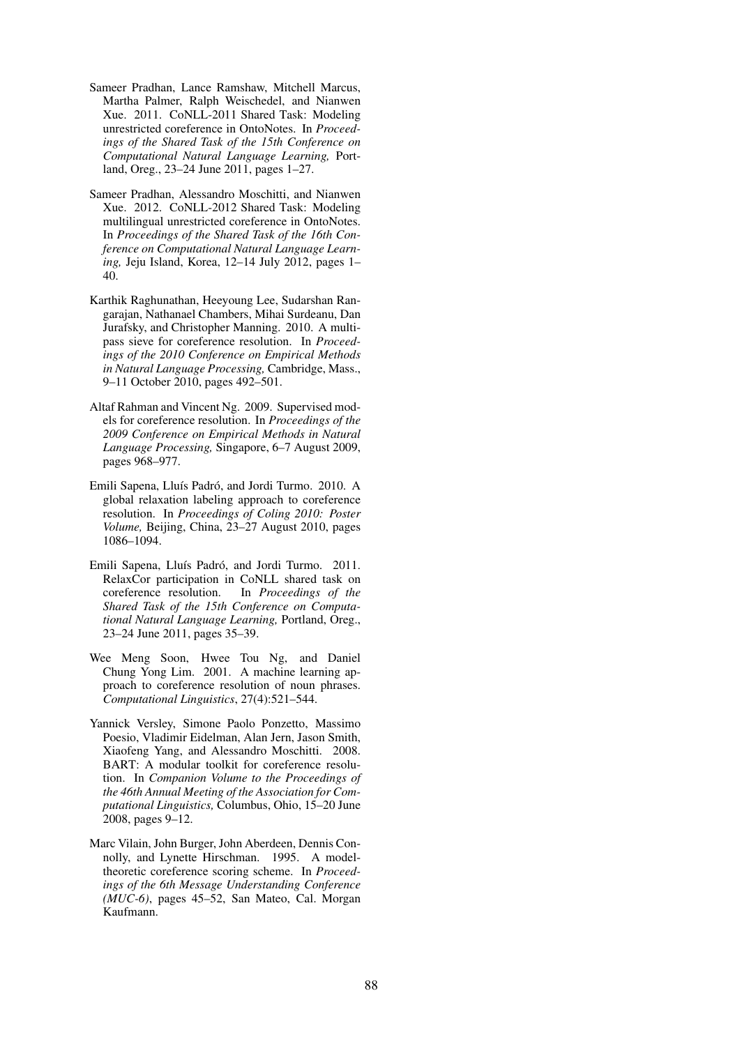Sameer Pradhan, Lance Ramshaw, Mitchell Marcus, Martha Palmer, Ralph Weischedel, and Nianwen Xue. 2011. CoNLL-2011 Shared Task: Modeling unrestricted coreference in OntoNotes. In *Proceedings of the Shared Task of the 15th Conference on Computational Natural Language Learning,* Portland, Oreg., 23–24 June 2011, pages 1–27.

Sameer Pradhan, Alessandro Moschitti, and Nianwen Xue. 2012. CoNLL-2012 Shared Task: Modeling multilingual unrestricted coreference in OntoNotes. In *Proceedings of the Shared Task of the 16th Conference on Computational Natural Language Learning,* Jeju Island, Korea, 12–14 July 2012, pages 1–40.

Karthik Raghunathan, Heeyoung Lee, Sudarshan Rangarajan, Nathanael Chambers, Mihai Surdeanu, Dan Jurafsky, and Christopher Manning. 2010. A multipass sieve for coreference resolution. In *Proceedings of the 2010 Conference on Empirical Methods in Natural Language Processing,* Cambridge, Mass., 9–11 October 2010, pages 492–501.

Altaf Rahman and Vincent Ng. 2009. Supervised models for coreference resolution. In *Proceedings of the 2009 Conference on Empirical Methods in Natural Language Processing,* Singapore, 6–7 August 2009, pages 968–977.

Emili Sapena, Lluís Padró, and Jordi Turmo. 2010. A global relaxation labeling approach to coreference resolution. In *Proceedings of Coling 2010: Poster Volume,* Beijing, China, 23–27 August 2010, pages 1086–1094.

Emili Sapena, Lluís Padró, and Jordi Turmo. 2011. RelaxCor participation in CoNLL shared task on coreference resolution. In *Proceedings of the Shared Task of the 15th Conference on Computational Natural Language Learning,* Portland, Oreg., 23–24 June 2011, pages 35–39.

Wee Meng Soon, Hwee Tou Ng, and Daniel Chung Yong Lim. 2001. A machine learning approach to coreference resolution of noun phrases. *Computational Linguistics*, 27(4):521–544.

Yannick Versley, Simone Paolo Ponzetto, Massimo Poesio, Vladimir Eidelman, Alan Jern, Jason Smith, Xiaofeng Yang, and Alessandro Moschitti. 2008. BART: A modular toolkit for coreference resolution. In *Companion Volume to the Proceedings of the 46th Annual Meeting of the Association for Computational Linguistics,* Columbus, Ohio, 15–20 June 2008, pages 9–12.

Marc Vilain, John Burger, John Aberdeen, Dennis Connolly, and Lynette Hirschman. 1995. A model-theoretic coreference scoring scheme. In *Proceedings of the 6th Message Understanding Conference (MUC-6)*, pages 45–52, San Mateo, Cal. Morgan Kaufmann.